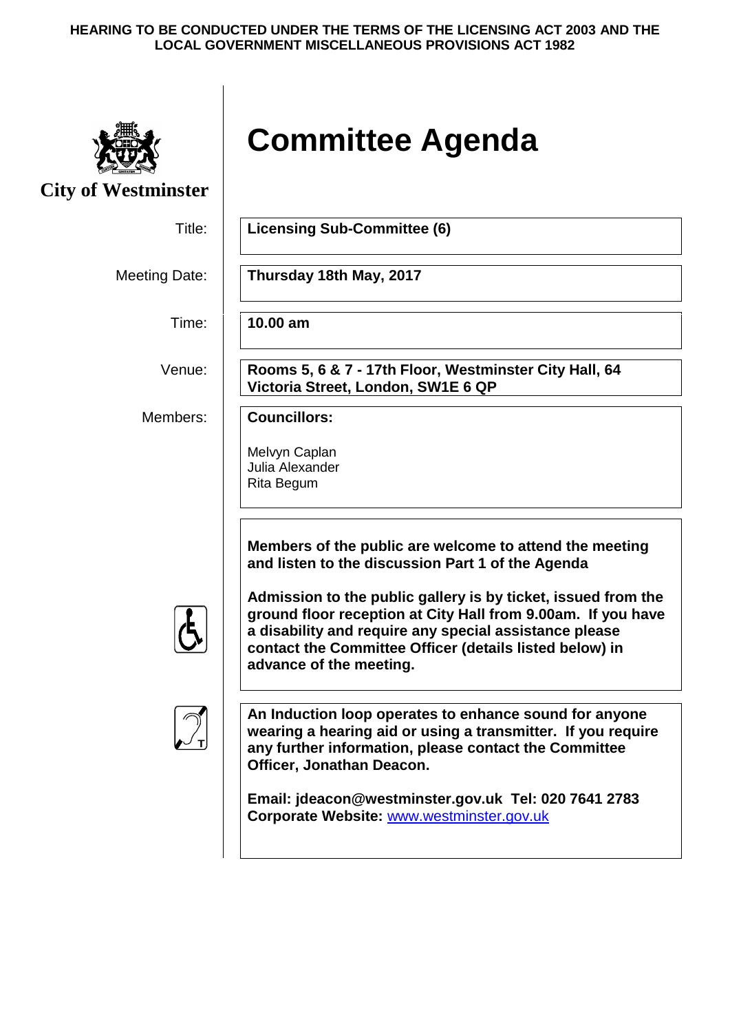**HEARING TO BE CONDUCTED UNDER THE TERMS OF THE LICENSING ACT 2003 AND THE LOCAL GOVERNMENT MISCELLANEOUS PROVISIONS ACT 1982**

**City of Westminster**

# Committee Agenda

| | |
|---|---|
| Title: | **Licensing Sub-Committee (6)** |
| Meeting Date: | **Thursday 18th May, 2017** |
| Time: | **10.00 am** |
| Venue: | **Rooms 5, 6 & 7 - 17th Floor, Westminster City Hall, 64 Victoria Street, London, SW1E 6 QP** |
| Members: | **Councillors:** Melvyn Caplan, Julia Alexander, Rita Begum |

**Members of the public are welcome to attend the meeting and listen to the discussion Part 1 of the Agenda**

**Admission to the public gallery is by ticket, issued from the ground floor reception at City Hall from 9.00am. If you have a disability and require any special assistance please contact the Committee Officer (details listed below) in advance of the meeting.**

**An Induction loop operates to enhance sound for anyone wearing a hearing aid or using a transmitter. If you require any further information, please contact the Committee Officer, Jonathan Deacon.**

**Email: jdeacon@westminster.gov.uk Tel: 020 7641 2783**
**Corporate Website:** [www.westminster.gov.uk](http://www.westminster.gov.uk)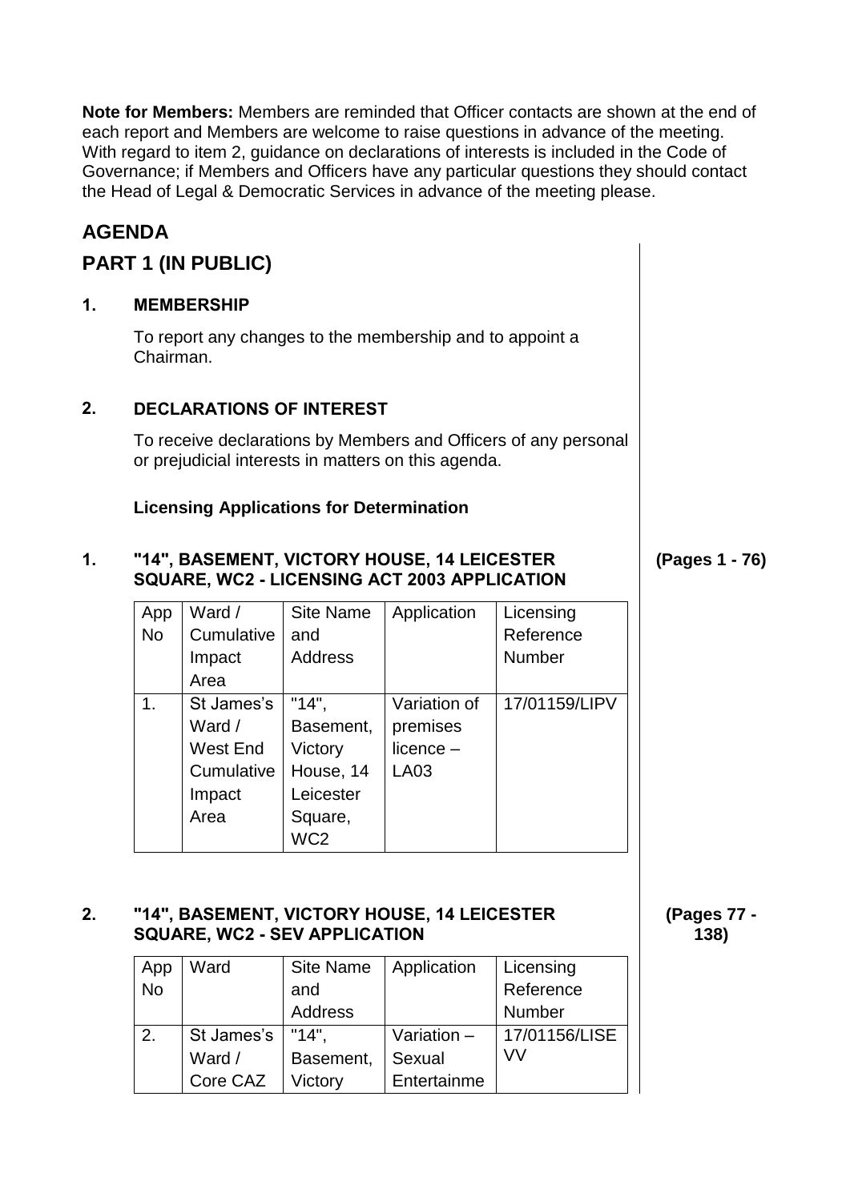**Note for Members:** Members are reminded that Officer contacts are shown at the end of each report and Members are welcome to raise questions in advance of the meeting. With regard to item 2, guidance on declarations of interests is included in the Code of Governance; if Members and Officers have any particular questions they should contact the Head of Legal & Democratic Services in advance of the meeting please.

## AGENDA

## PART 1 (IN PUBLIC)

### 1. MEMBERSHIP

To report any changes to the membership and to appoint a Chairman.

### 2. DECLARATIONS OF INTEREST

To receive declarations by Members and Officers of any personal or prejudicial interests in matters on this agenda.

**Licensing Applications for Determination**

### 1. "14", BASEMENT, VICTORY HOUSE, 14 LEICESTER SQUARE, WC2 - LICENSING ACT 2003 APPLICATION

**(Pages 1 - 76)**

| App No | Ward / Cumulative Impact Area | Site Name and Address | Application | Licensing Reference Number |
|---|---|---|---|---|
| 1. | St James's Ward / West End Cumulative Impact Area | "14", Basement, Victory House, 14 Leicester Square, WC2 | Variation of premises licence – LA03 | 17/01159/LIPV |

### 2. "14", BASEMENT, VICTORY HOUSE, 14 LEICESTER SQUARE, WC2 - SEV APPLICATION

**(Pages 77 - 138)**

| App No | Ward | Site Name and Address | Application | Licensing Reference Number |
|---|---|---|---|---|
| 2. | St James's Ward / Core CAZ | "14", Basement, Victory | Variation – Sexual Entertainme | 17/01156/LISEVV |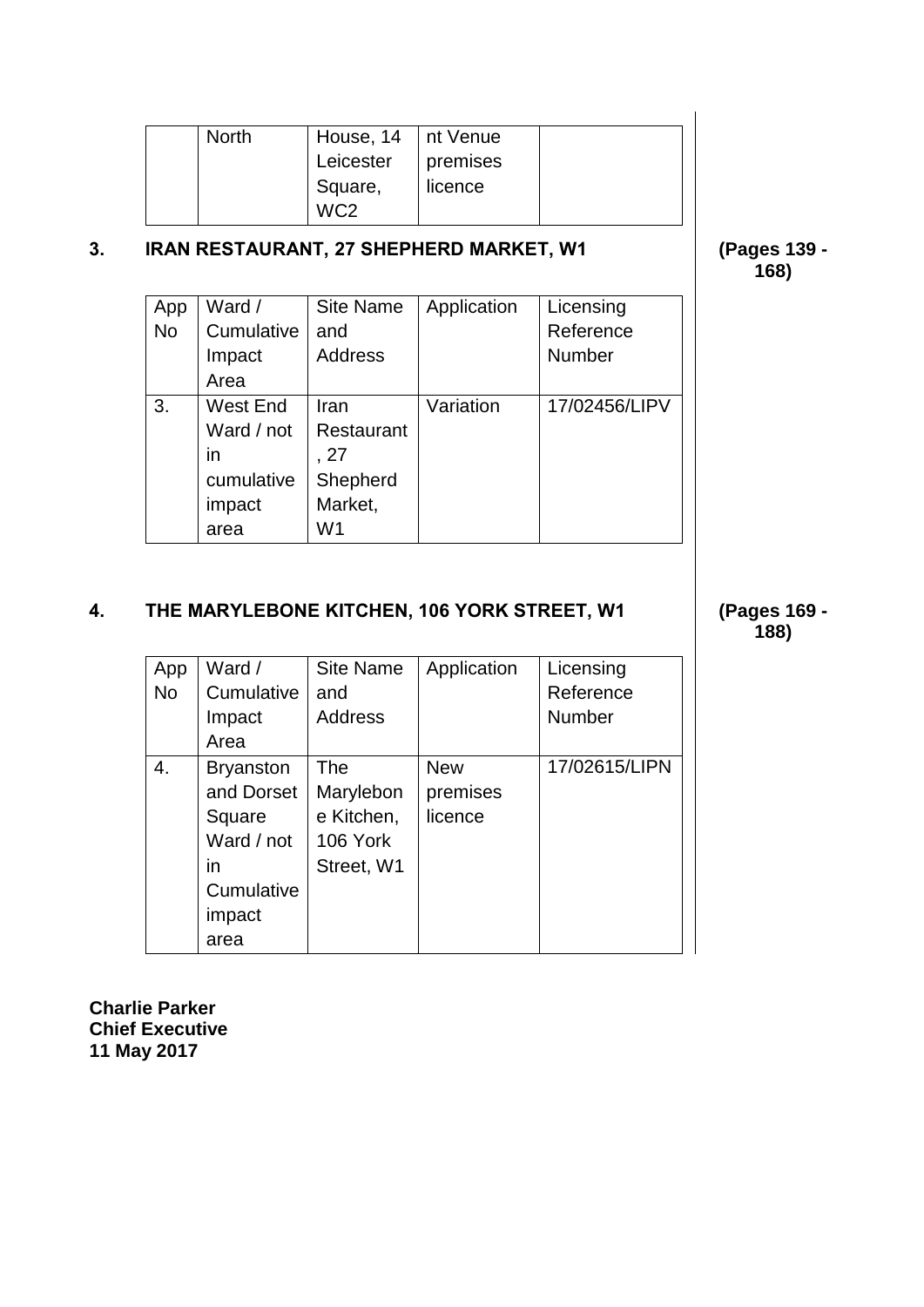| | North | House, 14 Leicester Square, WC2 | nt Venue premises licence | |
|---|---|---|---|---|

## 3. IRAN RESTAURANT, 27 SHEPHERD MARKET, W1

**(Pages 139 - 168)**

| App No | Ward / Cumulative Impact Area | Site Name and Address | Application | Licensing Reference Number |
|---|---|---|---|---|
| 3. | West End Ward / not in cumulative impact area | Iran Restaurant, 27 Shepherd Market, W1 | Variation | 17/02456/LIPV |

## 4. THE MARYLEBONE KITCHEN, 106 YORK STREET, W1

**(Pages 169 - 188)**

| App No | Ward / Cumulative Impact Area | Site Name and Address | Application | Licensing Reference Number |
|---|---|---|---|---|
| 4. | Bryanston and Dorset Square Ward / not in Cumulative impact area | The Marylebone Kitchen, 106 York Street, W1 | New premises licence | 17/02615/LIPN |

**Charlie Parker**
**Chief Executive**
**11 May 2017**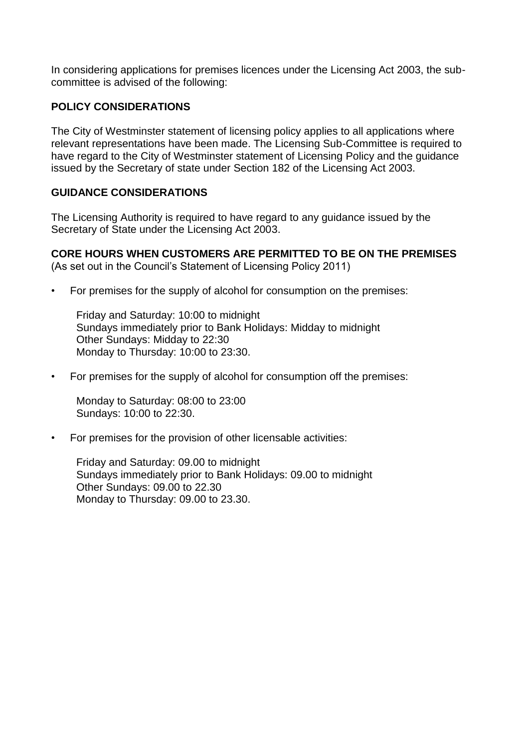In considering applications for premises licences under the Licensing Act 2003, the sub-committee is advised of the following:

**POLICY CONSIDERATIONS**

The City of Westminster statement of licensing policy applies to all applications where relevant representations have been made. The Licensing Sub-Committee is required to have regard to the City of Westminster statement of Licensing Policy and the guidance issued by the Secretary of state under Section 182 of the Licensing Act 2003.

**GUIDANCE CONSIDERATIONS**

The Licensing Authority is required to have regard to any guidance issued by the Secretary of State under the Licensing Act 2003.

**CORE HOURS WHEN CUSTOMERS ARE PERMITTED TO BE ON THE PREMISES**
(As set out in the Council's Statement of Licensing Policy 2011)

- For premises for the supply of alcohol for consumption on the premises:

  Friday and Saturday: 10:00 to midnight
  Sundays immediately prior to Bank Holidays: Midday to midnight
  Other Sundays: Midday to 22:30
  Monday to Thursday: 10:00 to 23:30.

- For premises for the supply of alcohol for consumption off the premises:

  Monday to Saturday: 08:00 to 23:00
  Sundays: 10:00 to 22:30.

- For premises for the provision of other licensable activities:

  Friday and Saturday: 09.00 to midnight
  Sundays immediately prior to Bank Holidays: 09.00 to midnight
  Other Sundays: 09.00 to 22.30
  Monday to Thursday: 09.00 to 23.30.